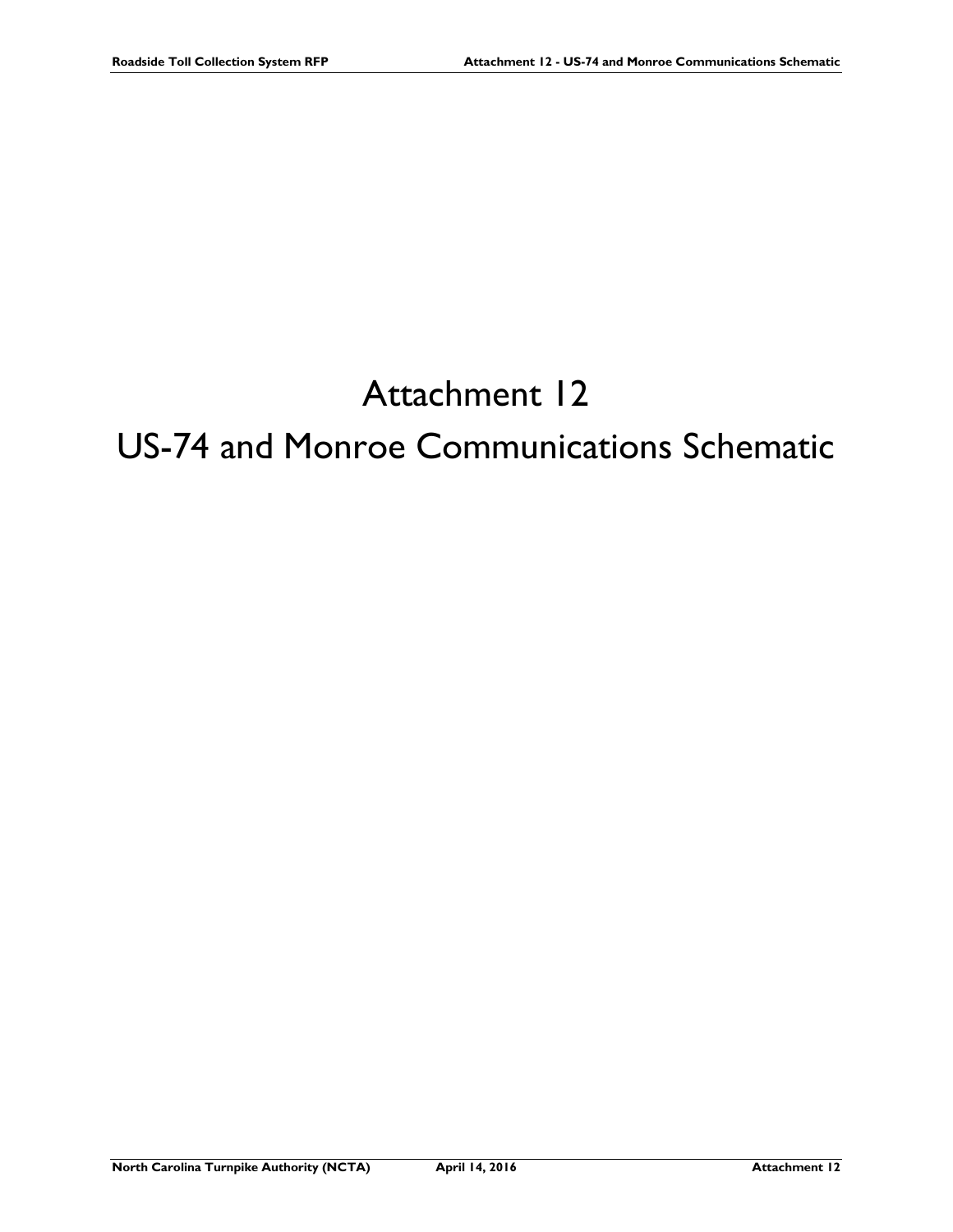# Attachment 12

# US-74 and Monroe Communications Schematic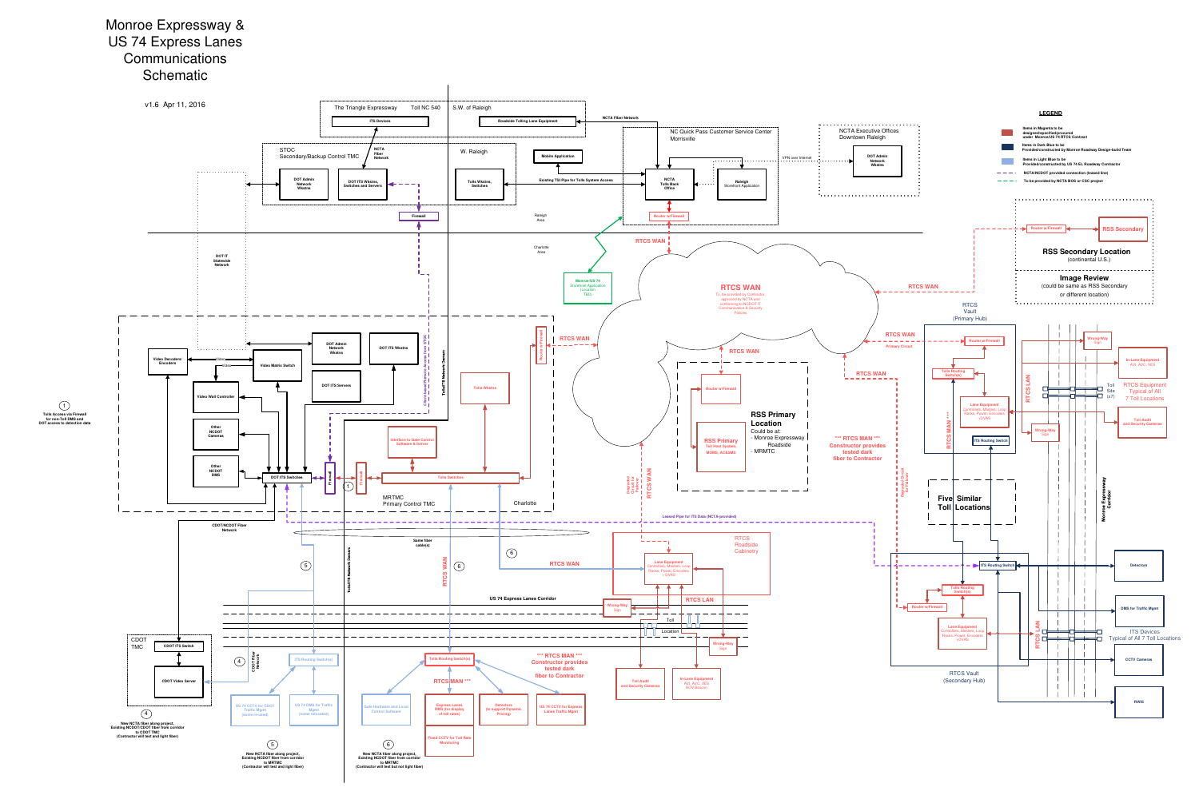# Monroe Expressway & US 74 Express Lanes Communications Schematic

v1.6 Apr 11, 2016

**LEGEND**

- Items in Magenta to be designed/specified/procured under Monroe/US 74 RTCS Contract
- Items in Dark Blue to be Provided/constructed by Monroe Roadway Design-build Team
- Items in Light Blue to be Provided/constructed by US 74 EL Roadway Contractor
- NCTA/NCDOT provided connection (leased line)
- To be provided by NCTA BOS or CSC project

The Triangle Expressway

Toll NC 540

S.W. of Raleigh

ITS Devices

Roadside Tolling Lane Equipment

NCTA Fiber Network

STOC

Secondary/Backup Control TMC

DOT Admin Network Wkstns

DOT ITS Wkstns, Switches and Servers

W. Raleigh

Tolls Wkstns, Switches

Mobile Application

Existing TSI Pipe for Tolls System Access

NC Quick Pass Customer Service Center

Morrisville

NCTA Tolls Back Office

Raleigh Storefront Application

VPN over Internet

NCTA Executive Offices

Downtown Raleigh

DOT Admin Network Wkstns

Firewall

Router w/Firewall

Raleigh Area

Charlotte Area

Monroe/US 74 Storefront Application (Location TBD)

RTCS WAN

DOT IT Statewide Network

**RTCS WAN**

To be provided by Contractor approved by NCTA and conforming to NCDOT IT Communication & Security Policies

RSS Secondary

Router w/Firewall

**RSS Secondary Location**

(continental U.S.)

**Image Review**

(could be same as RSS Secondary or different location)

RTCS WAN

RTCS Vault (Primary Hub)

RTCS WAN

Primary Circuit

Router w/Firewall

Tolls Routing Switch(s)

Lane Equipment Controllers, Masters, Loop Racks, Power, Encoders, +DVAS

ITS Routing Switch

RTCS MAN ***

RTCS LAN

Wrong-Way Sign

In-Lane Equipment AVI, AVC, VES

Toll Site (x7)

RTCS Equipment Typical of All 7 Toll Locations

Toll Audit and Security Cameras

Wrong-Way Sign

Monroe Expressway Corridor

Video Decoders/ Encoders

Video Matrix Switch

Video

DOT Admin Network Wkstns

DOT ITS Wkstns

DOT ITS Servers

Video Wall Controller

Other NCDOT Cameras

Other NCDOT DMS

DOT ITS Switches

Firewall

Firewall

Check Network Remote Access from STOC

Tolls/ITS Network Demarc

Router w/Firewall

RTCS WAN

Tolls Wkstns

Interface to Gate Control Software & Server

Tolls Switches

MRTMC

Primary Control TMC

Charlotte

RTCS WAN

Router w/Firewall

RSS Primary Toll Host System, MOMS, ACSIMS

**RSS Primary Location**

Could be at:

- Monroe Expressway Roadside
- MRMTC

Dependent Circuit for Failover

RTCS WAN

*** RTCS MAN *** Constructor provides tested dark fiber to Contractor

Dependent Circuit for Failover

**Five Similar Toll Locations**

1 Tolls Access via Firewall for non-Toll DMS and DOT access to detection data

CDOT/NCDOT Fiber Network

Same fiber cable(s)

Leased Pipe for ITS Data (NCTA-provided)

RTCS Roadside Cabinetry

Lane Equipment Controllers, Masters, Loop Racks, Power, Encoders, +DVAS

RTCS LAN

Wrong-Way Sign

Toll Location

Wrong-Way Sign

Toll Audit and Security Cameras

In-Lane Equipment AVI, AVC, VES, MOV Beacon

US 74 Express Lanes Corridor

Tolls/ITS Network Demarc

RTCS WAN

RTCS WAN

ITS Routing Switch

Tolls Routing Switch(s)

Router w/Firewall

Lane Equipment Controllers, Masters, Loop Racks, Power, Encoders, +DVAS

RTCS LAN

RTCS Vault (Secondary Hub)

Detectors

DMS for Traffic Mgmt

ITS Devices Typical of All 7 Toll Locations

CCTV Cameras

RWIS

CDOT TMC

CDOT ITS Switch

CDOT Video Server

CDOT Fiber Network

ITS Routing Switch(s)

US 74 CCTV for CDOT Traffic Mgmt (some reused)

US 74 DMS for Traffic Mgmt (some relocated)

Gate Hardware and Local Control Software

Tolls Routing Switch(s)

RTCS MAN ***

*** RTCS MAN *** Constructor provides tested dark fiber to Contractor

Express Lanes DMS (for display of toll rate)

Detectors (to support Dynamic Pricing)

US 74 CCTV for Express Lanes Traffic Mgmt

Fixed CCTV for Toll Rate Monitoring

4 New NCTA fiber along project, Existing NCDOT/CDOT fiber from corridor to CDOT TMC (Contractor will test and light fiber)

5 New NCTA fiber along project, Existing NCDOT fiber from corridor to MRTMC (Contractor will test and light fiber)

6 New NCTA fiber along project, Existing NCDOT fiber from corridor to MRTMC (Contractor will test but not light fiber)